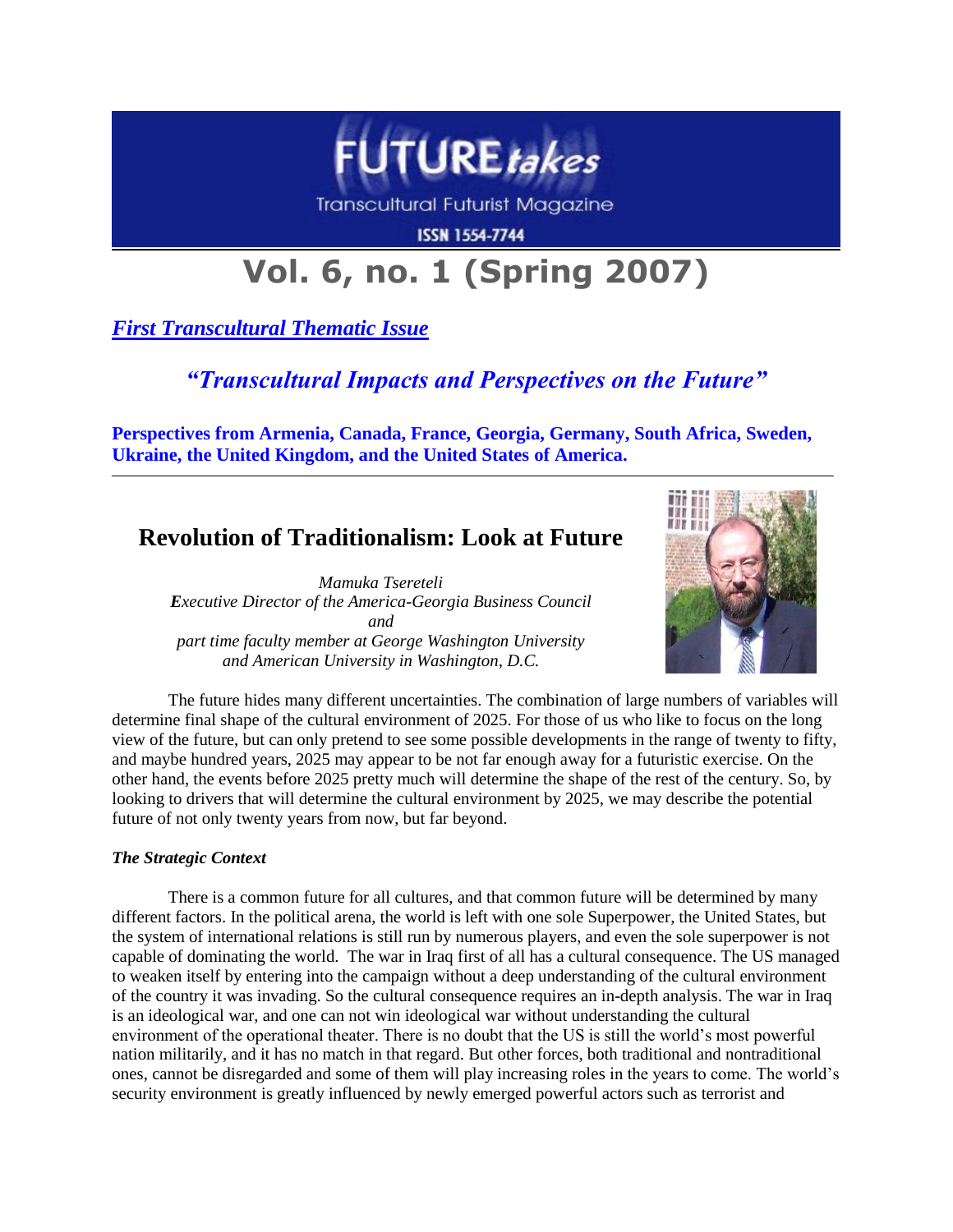FUTURE*takes*

Transcultural Futurist Magazine

ISSN 1554-7744

# Vol. 6, no. 1 (Spring 2007)

***First Transcultural Thematic Issue***

## *"Transcultural Impacts and Perspectives on the Future"*

**Perspectives from Armenia, Canada, France, Georgia, Germany, South Africa, Sweden, Ukraine, the United Kingdom, and the United States of America.**

---

## Revolution of Traditionalism: Look at Future

*Mamuka Tsereteli*
*Executive Director of the America-Georgia Business Council*
*and*
*part time faculty member at George Washington University*
*and American University in Washington, D.C.*

The future hides many different uncertainties. The combination of large numbers of variables will determine final shape of the cultural environment of 2025. For those of us who like to focus on the long view of the future, but can only pretend to see some possible developments in the range of twenty to fifty, and maybe hundred years, 2025 may appear to be not far enough away for a futuristic exercise. On the other hand, the events before 2025 pretty much will determine the shape of the rest of the century. So, by looking to drivers that will determine the cultural environment by 2025, we may describe the potential future of not only twenty years from now, but far beyond.

***The Strategic Context***

There is a common future for all cultures, and that common future will be determined by many different factors. In the political arena, the world is left with one sole Superpower, the United States, but the system of international relations is still run by numerous players, and even the sole superpower is not capable of dominating the world. The war in Iraq first of all has a cultural consequence. The US managed to weaken itself by entering into the campaign without a deep understanding of the cultural environment of the country it was invading. So the cultural consequence requires an in-depth analysis. The war in Iraq is an ideological war, and one can not win ideological war without understanding the cultural environment of the operational theater. There is no doubt that the US is still the world's most powerful nation militarily, and it has no match in that regard. But other forces, both traditional and nontraditional ones, cannot be disregarded and some of them will play increasing roles in the years to come. The world's security environment is greatly influenced by newly emerged powerful actors such as terrorist and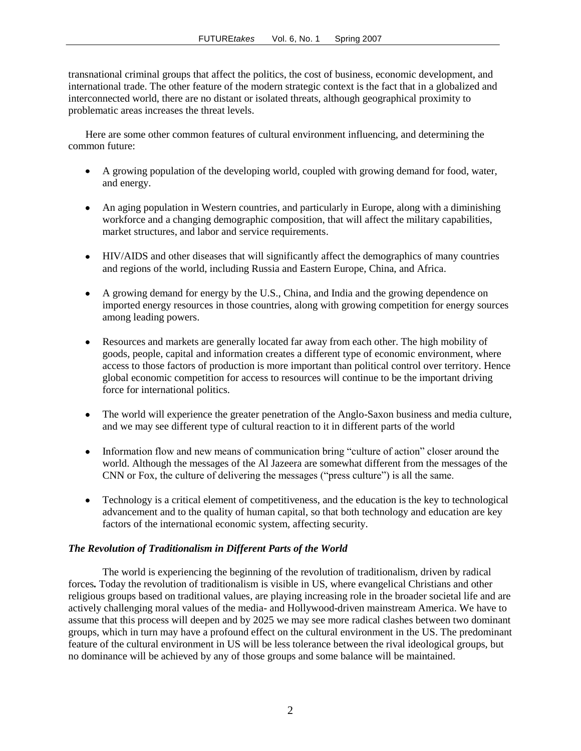transnational criminal groups that affect the politics, the cost of business, economic development, and international trade. The other feature of the modern strategic context is the fact that in a globalized and interconnected world, there are no distant or isolated threats, although geographical proximity to problematic areas increases the threat levels.

Here are some other common features of cultural environment influencing, and determining the common future:

- A growing population of the developing world, coupled with growing demand for food, water, and energy.
- An aging population in Western countries, and particularly in Europe, along with a diminishing workforce and a changing demographic composition, that will affect the military capabilities, market structures, and labor and service requirements.
- HIV/AIDS and other diseases that will significantly affect the demographics of many countries and regions of the world, including Russia and Eastern Europe, China, and Africa.
- A growing demand for energy by the U.S., China, and India and the growing dependence on imported energy resources in those countries, along with growing competition for energy sources among leading powers.
- Resources and markets are generally located far away from each other. The high mobility of goods, people, capital and information creates a different type of economic environment, where access to those factors of production is more important than political control over territory. Hence global economic competition for access to resources will continue to be the important driving force for international politics.
- The world will experience the greater penetration of the Anglo-Saxon business and media culture, and we may see different type of cultural reaction to it in different parts of the world
- Information flow and new means of communication bring "culture of action" closer around the world. Although the messages of the Al Jazeera are somewhat different from the messages of the CNN or Fox, the culture of delivering the messages ("press culture") is all the same.
- Technology is a critical element of competitiveness, and the education is the key to technological advancement and to the quality of human capital, so that both technology and education are key factors of the international economic system, affecting security.

### *The Revolution of Traditionalism in Different Parts of the World*

The world is experiencing the beginning of the revolution of traditionalism, driven by radical forces**.** Today the revolution of traditionalism is visible in US, where evangelical Christians and other religious groups based on traditional values, are playing increasing role in the broader societal life and are actively challenging moral values of the media- and Hollywood-driven mainstream America. We have to assume that this process will deepen and by 2025 we may see more radical clashes between two dominant groups, which in turn may have a profound effect on the cultural environment in the US. The predominant feature of the cultural environment in US will be less tolerance between the rival ideological groups, but no dominance will be achieved by any of those groups and some balance will be maintained.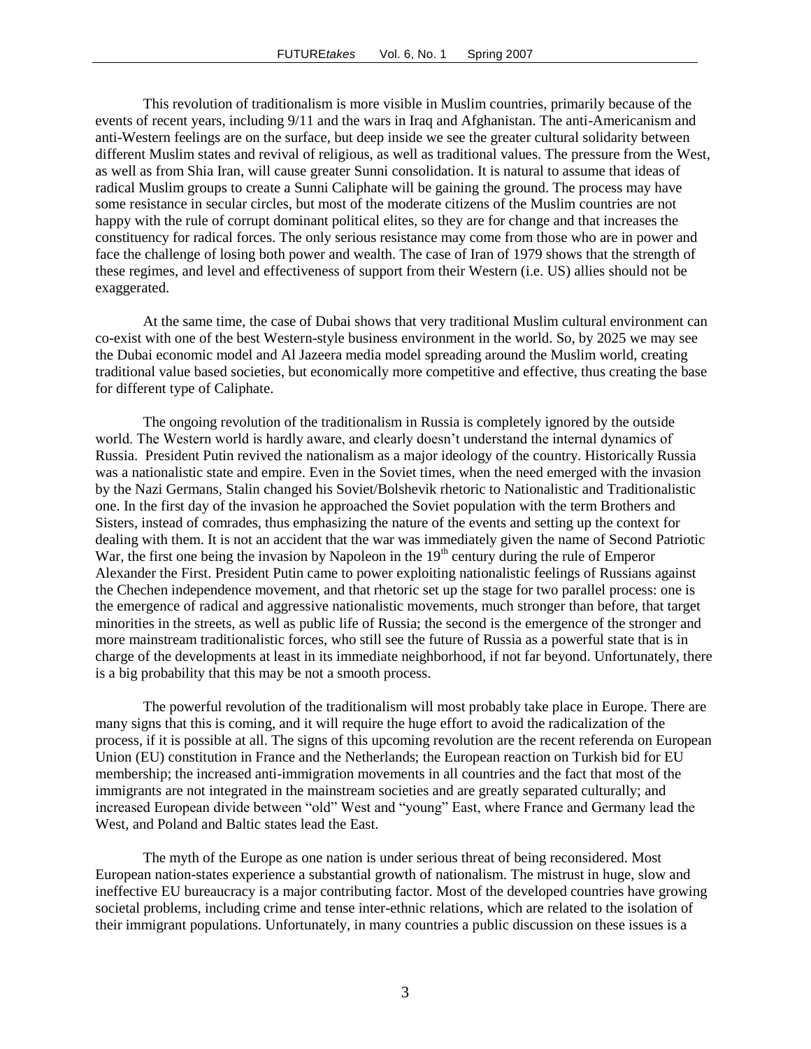This revolution of traditionalism is more visible in Muslim countries, primarily because of the events of recent years, including 9/11 and the wars in Iraq and Afghanistan. The anti-Americanism and anti-Western feelings are on the surface, but deep inside we see the greater cultural solidarity between different Muslim states and revival of religious, as well as traditional values. The pressure from the West, as well as from Shia Iran, will cause greater Sunni consolidation. It is natural to assume that ideas of radical Muslim groups to create a Sunni Caliphate will be gaining the ground. The process may have some resistance in secular circles, but most of the moderate citizens of the Muslim countries are not happy with the rule of corrupt dominant political elites, so they are for change and that increases the constituency for radical forces. The only serious resistance may come from those who are in power and face the challenge of losing both power and wealth. The case of Iran of 1979 shows that the strength of these regimes, and level and effectiveness of support from their Western (i.e. US) allies should not be exaggerated.

At the same time, the case of Dubai shows that very traditional Muslim cultural environment can co-exist with one of the best Western-style business environment in the world. So, by 2025 we may see the Dubai economic model and Al Jazeera media model spreading around the Muslim world, creating traditional value based societies, but economically more competitive and effective, thus creating the base for different type of Caliphate.

The ongoing revolution of the traditionalism in Russia is completely ignored by the outside world. The Western world is hardly aware, and clearly doesn't understand the internal dynamics of Russia. President Putin revived the nationalism as a major ideology of the country. Historically Russia was a nationalistic state and empire. Even in the Soviet times, when the need emerged with the invasion by the Nazi Germans, Stalin changed his Soviet/Bolshevik rhetoric to Nationalistic and Traditionalistic one. In the first day of the invasion he approached the Soviet population with the term Brothers and Sisters, instead of comrades, thus emphasizing the nature of the events and setting up the context for dealing with them. It is not an accident that the war was immediately given the name of Second Patriotic War, the first one being the invasion by Napoleon in the 19th century during the rule of Emperor Alexander the First. President Putin came to power exploiting nationalistic feelings of Russians against the Chechen independence movement, and that rhetoric set up the stage for two parallel process: one is the emergence of radical and aggressive nationalistic movements, much stronger than before, that target minorities in the streets, as well as public life of Russia; the second is the emergence of the stronger and more mainstream traditionalistic forces, who still see the future of Russia as a powerful state that is in charge of the developments at least in its immediate neighborhood, if not far beyond. Unfortunately, there is a big probability that this may be not a smooth process.

The powerful revolution of the traditionalism will most probably take place in Europe. There are many signs that this is coming, and it will require the huge effort to avoid the radicalization of the process, if it is possible at all. The signs of this upcoming revolution are the recent referenda on European Union (EU) constitution in France and the Netherlands; the European reaction on Turkish bid for EU membership; the increased anti-immigration movements in all countries and the fact that most of the immigrants are not integrated in the mainstream societies and are greatly separated culturally; and increased European divide between "old" West and "young" East, where France and Germany lead the West, and Poland and Baltic states lead the East.

The myth of the Europe as one nation is under serious threat of being reconsidered. Most European nation-states experience a substantial growth of nationalism. The mistrust in huge, slow and ineffective EU bureaucracy is a major contributing factor. Most of the developed countries have growing societal problems, including crime and tense inter-ethnic relations, which are related to the isolation of their immigrant populations. Unfortunately, in many countries a public discussion on these issues is a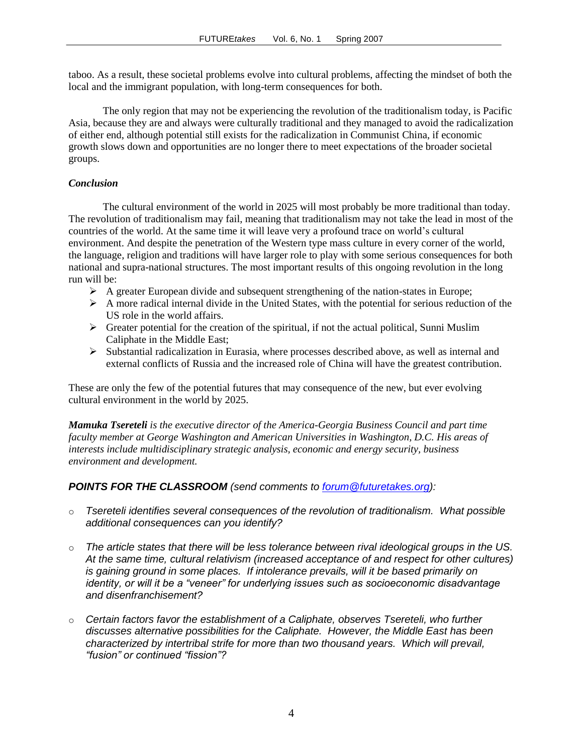taboo. As a result, these societal problems evolve into cultural problems, affecting the mindset of both the local and the immigrant population, with long-term consequences for both.

The only region that may not be experiencing the revolution of the traditionalism today, is Pacific Asia, because they are and always were culturally traditional and they managed to avoid the radicalization of either end, although potential still exists for the radicalization in Communist China, if economic growth slows down and opportunities are no longer there to meet expectations of the broader societal groups.

***Conclusion***

The cultural environment of the world in 2025 will most probably be more traditional than today. The revolution of traditionalism may fail, meaning that traditionalism may not take the lead in most of the countries of the world. At the same time it will leave very a profound trace on world's cultural environment. And despite the penetration of the Western type mass culture in every corner of the world, the language, religion and traditions will have larger role to play with some serious consequences for both national and supra-national structures. The most important results of this ongoing revolution in the long run will be:

- A greater European divide and subsequent strengthening of the nation-states in Europe;
- A more radical internal divide in the United States, with the potential for serious reduction of the US role in the world affairs.
- Greater potential for the creation of the spiritual, if not the actual political, Sunni Muslim Caliphate in the Middle East;
- Substantial radicalization in Eurasia, where processes described above, as well as internal and external conflicts of Russia and the increased role of China will have the greatest contribution.

These are only the few of the potential futures that may consequence of the new, but ever evolving cultural environment in the world by 2025.

***Mamuka Tsereteli*** *is the executive director of the America-Georgia Business Council and part time faculty member at George Washington and American Universities in Washington, D.C. His areas of interests include multidisciplinary strategic analysis, economic and energy security, business environment and development.*

***POINTS FOR THE CLASSROOM*** *(send comments to [forum@futuretakes.org](mailto:forum@futuretakes.org)):*

- *Tsereteli identifies several consequences of the revolution of traditionalism. What possible additional consequences can you identify?*
- *The article states that there will be less tolerance between rival ideological groups in the US. At the same time, cultural relativism (increased acceptance of and respect for other cultures) is gaining ground in some places. If intolerance prevails, will it be based primarily on identity, or will it be a "veneer" for underlying issues such as socioeconomic disadvantage and disenfranchisement?*
- *Certain factors favor the establishment of a Caliphate, observes Tsereteli, who further discusses alternative possibilities for the Caliphate. However, the Middle East has been characterized by intertribal strife for more than two thousand years. Which will prevail, "fusion" or continued "fission"?*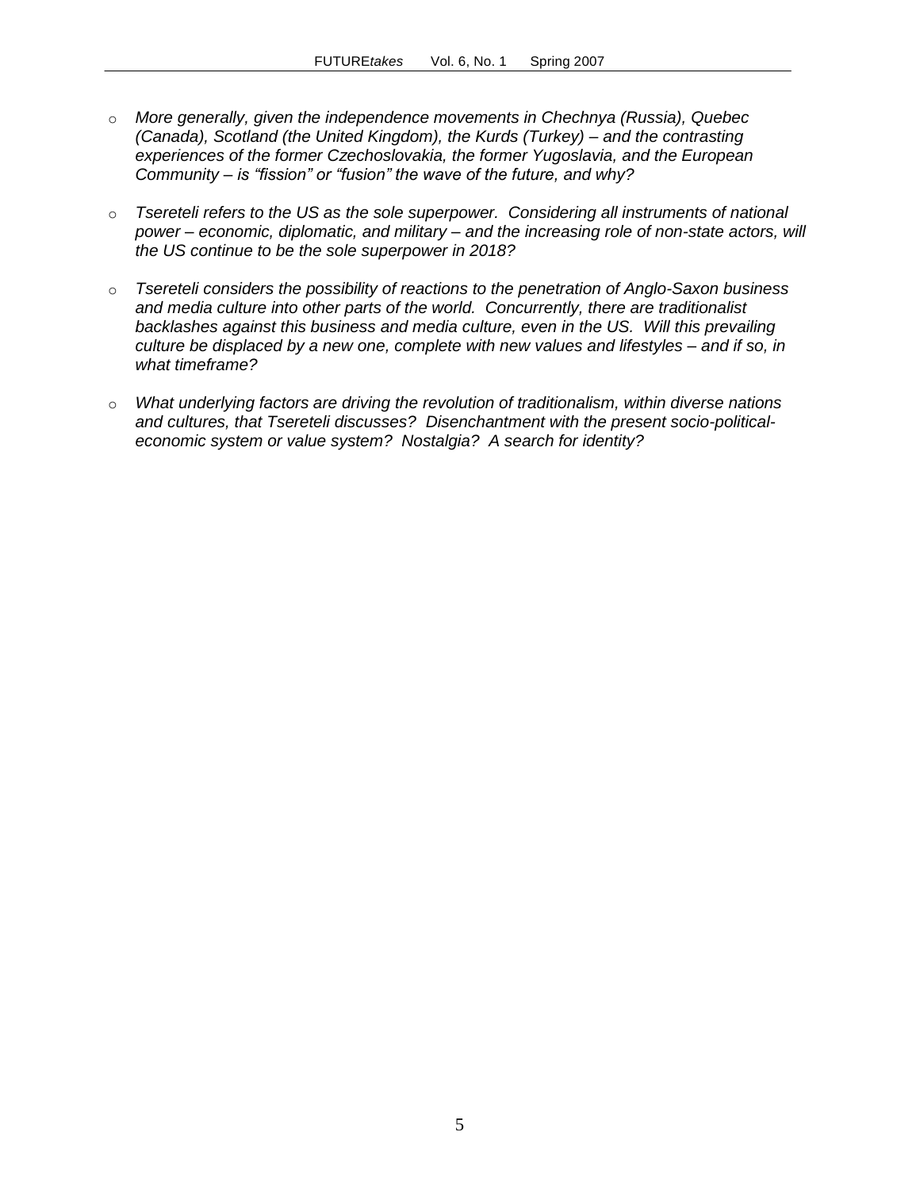- *More generally, given the independence movements in Chechnya (Russia), Quebec (Canada), Scotland (the United Kingdom), the Kurds (Turkey) – and the contrasting experiences of the former Czechoslovakia, the former Yugoslavia, and the European Community – is "fission" or "fusion" the wave of the future, and why?*

- *Tsereteli refers to the US as the sole superpower. Considering all instruments of national power – economic, diplomatic, and military – and the increasing role of non-state actors, will the US continue to be the sole superpower in 2018?*

- *Tsereteli considers the possibility of reactions to the penetration of Anglo-Saxon business and media culture into other parts of the world. Concurrently, there are traditionalist backlashes against this business and media culture, even in the US. Will this prevailing culture be displaced by a new one, complete with new values and lifestyles – and if so, in what timeframe?*

- *What underlying factors are driving the revolution of traditionalism, within diverse nations and cultures, that Tsereteli discusses? Disenchantment with the present socio-political-economic system or value system? Nostalgia? A search for identity?*